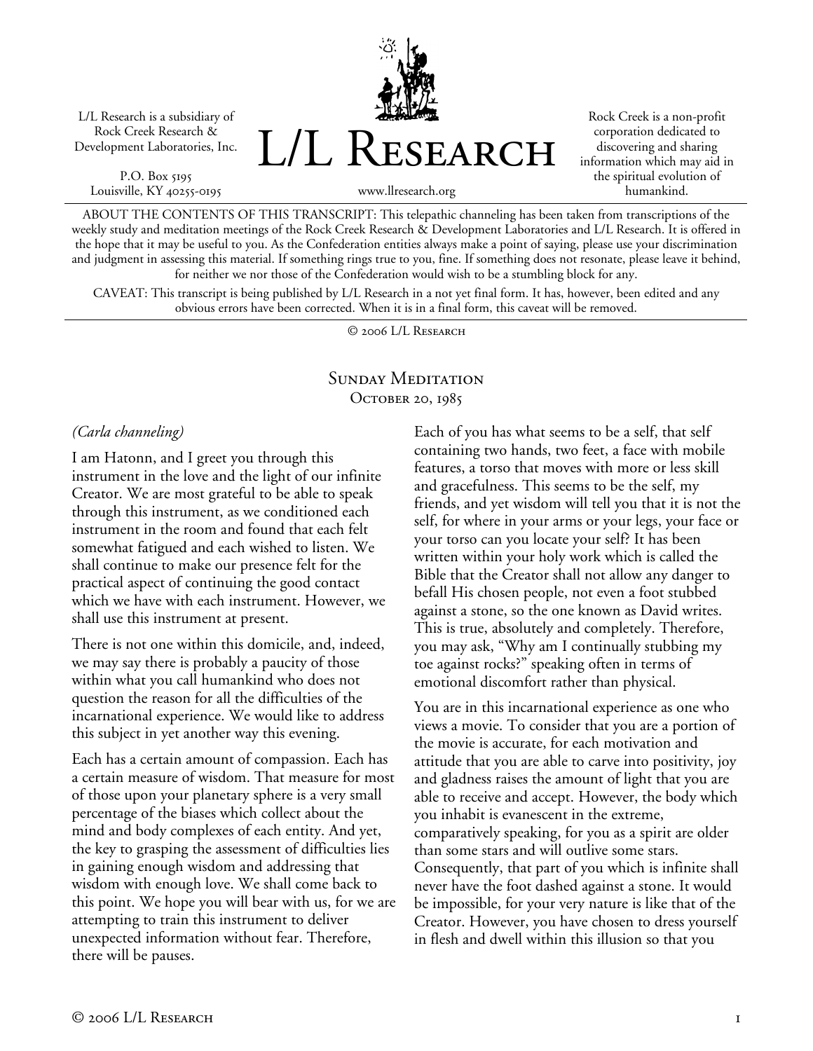L/L Research is a subsidiary of Rock Creek Research & Development Laboratories, Inc.

P.O. Box 5195
Louisville, KY 40255-0195

# L/L Research

www.llresearch.org

Rock Creek is a non-profit corporation dedicated to discovering and sharing information which may aid in the spiritual evolution of humankind.

ABOUT THE CONTENTS OF THIS TRANSCRIPT: This telepathic channeling has been taken from transcriptions of the weekly study and meditation meetings of the Rock Creek Research & Development Laboratories and L/L Research. It is offered in the hope that it may be useful to you. As the Confederation entities always make a point of saying, please use your discrimination and judgment in assessing this material. If something rings true to you, fine. If something does not resonate, please leave it behind, for neither we nor those of the Confederation would wish to be a stumbling block for any.

CAVEAT: This transcript is being published by L/L Research in a not yet final form. It has, however, been edited and any obvious errors have been corrected. When it is in a final form, this caveat will be removed.

© 2006 L/L Research

## Sunday Meditation
### October 20, 1985

*(Carla channeling)*

I am Hatonn, and I greet you through this instrument in the love and the light of our infinite Creator. We are most grateful to be able to speak through this instrument, as we conditioned each instrument in the room and found that each felt somewhat fatigued and each wished to listen. We shall continue to make our presence felt for the practical aspect of continuing the good contact which we have with each instrument. However, we shall use this instrument at present.

There is not one within this domicile, and, indeed, we may say there is probably a paucity of those within what you call humankind who does not question the reason for all the difficulties of the incarnational experience. We would like to address this subject in yet another way this evening.

Each has a certain amount of compassion. Each has a certain measure of wisdom. That measure for most of those upon your planetary sphere is a very small percentage of the biases which collect about the mind and body complexes of each entity. And yet, the key to grasping the assessment of difficulties lies in gaining enough wisdom and addressing that wisdom with enough love. We shall come back to this point. We hope you will bear with us, for we are attempting to train this instrument to deliver unexpected information without fear. Therefore, there will be pauses.

Each of you has what seems to be a self, that self containing two hands, two feet, a face with mobile features, a torso that moves with more or less skill and gracefulness. This seems to be the self, my friends, and yet wisdom will tell you that it is not the self, for where in your arms or your legs, your face or your torso can you locate your self? It has been written within your holy work which is called the Bible that the Creator shall not allow any danger to befall His chosen people, not even a foot stubbed against a stone, so the one known as David writes. This is true, absolutely and completely. Therefore, you may ask, "Why am I continually stubbing my toe against rocks?" speaking often in terms of emotional discomfort rather than physical.

You are in this incarnational experience as one who views a movie. To consider that you are a portion of the movie is accurate, for each motivation and attitude that you are able to carve into positivity, joy and gladness raises the amount of light that you are able to receive and accept. However, the body which you inhabit is evanescent in the extreme, comparatively speaking, for you as a spirit are older than some stars and will outlive some stars. Consequently, that part of you which is infinite shall never have the foot dashed against a stone. It would be impossible, for your very nature is like that of the Creator. However, you have chosen to dress yourself in flesh and dwell within this illusion so that you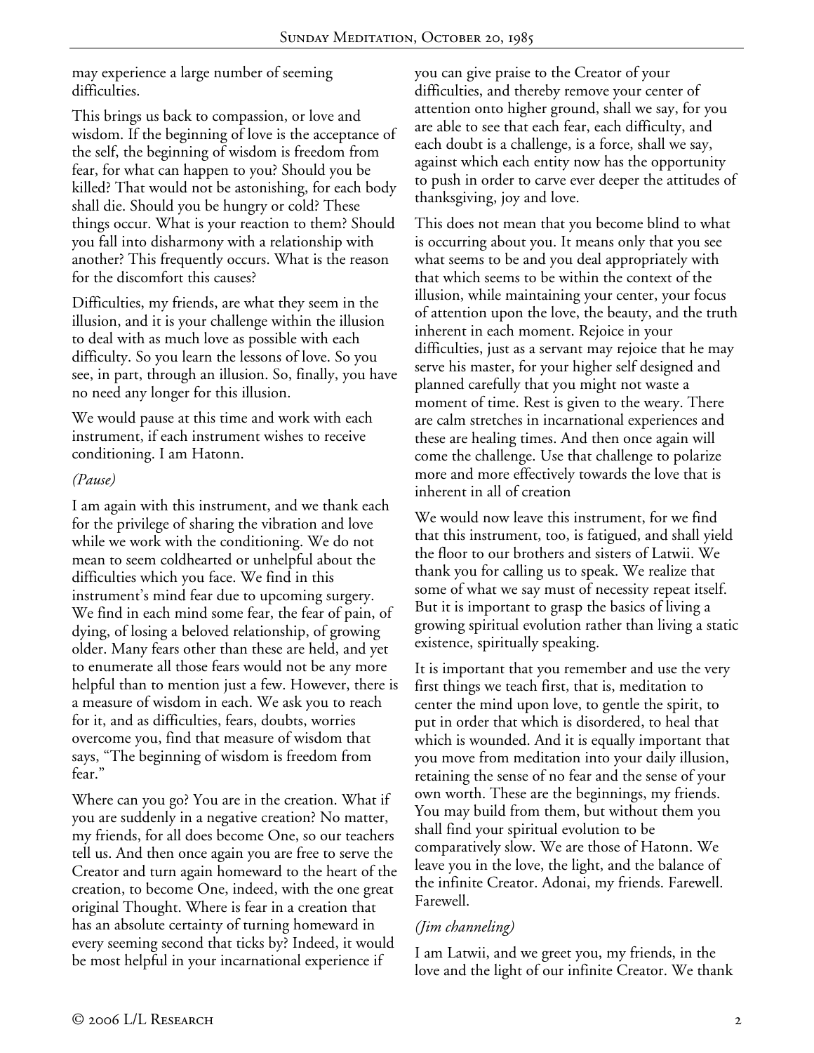may experience a large number of seeming difficulties.

This brings us back to compassion, or love and wisdom. If the beginning of love is the acceptance of the self, the beginning of wisdom is freedom from fear, for what can happen to you? Should you be killed? That would not be astonishing, for each body shall die. Should you be hungry or cold? These things occur. What is your reaction to them? Should you fall into disharmony with a relationship with another? This frequently occurs. What is the reason for the discomfort this causes?

Difficulties, my friends, are what they seem in the illusion, and it is your challenge within the illusion to deal with as much love as possible with each difficulty. So you learn the lessons of love. So you see, in part, through an illusion. So, finally, you have no need any longer for this illusion.

We would pause at this time and work with each instrument, if each instrument wishes to receive conditioning. I am Hatonn.

*(Pause)*

I am again with this instrument, and we thank each for the privilege of sharing the vibration and love while we work with the conditioning. We do not mean to seem coldhearted or unhelpful about the difficulties which you face. We find in this instrument's mind fear due to upcoming surgery. We find in each mind some fear, the fear of pain, of dying, of losing a beloved relationship, of growing older. Many fears other than these are held, and yet to enumerate all those fears would not be any more helpful than to mention just a few. However, there is a measure of wisdom in each. We ask you to reach for it, and as difficulties, fears, doubts, worries overcome you, find that measure of wisdom that says, "The beginning of wisdom is freedom from fear."

Where can you go? You are in the creation. What if you are suddenly in a negative creation? No matter, my friends, for all does become One, so our teachers tell us. And then once again you are free to serve the Creator and turn again homeward to the heart of the creation, to become One, indeed, with the one great original Thought. Where is fear in a creation that has an absolute certainty of turning homeward in every seeming second that ticks by? Indeed, it would be most helpful in your incarnational experience if you can give praise to the Creator of your difficulties, and thereby remove your center of attention onto higher ground, shall we say, for you are able to see that each fear, each difficulty, and each doubt is a challenge, is a force, shall we say, against which each entity now has the opportunity to push in order to carve ever deeper the attitudes of thanksgiving, joy and love.

This does not mean that you become blind to what is occurring about you. It means only that you see what seems to be and you deal appropriately with that which seems to be within the context of the illusion, while maintaining your center, your focus of attention upon the love, the beauty, and the truth inherent in each moment. Rejoice in your difficulties, just as a servant may rejoice that he may serve his master, for your higher self designed and planned carefully that you might not waste a moment of time. Rest is given to the weary. There are calm stretches in incarnational experiences and these are healing times. And then once again will come the challenge. Use that challenge to polarize more and more effectively towards the love that is inherent in all of creation

We would now leave this instrument, for we find that this instrument, too, is fatigued, and shall yield the floor to our brothers and sisters of Latwii. We thank you for calling us to speak. We realize that some of what we say must of necessity repeat itself. But it is important to grasp the basics of living a growing spiritual evolution rather than living a static existence, spiritually speaking.

It is important that you remember and use the very first things we teach first, that is, meditation to center the mind upon love, to gentle the spirit, to put in order that which is disordered, to heal that which is wounded. And it is equally important that you move from meditation into your daily illusion, retaining the sense of no fear and the sense of your own worth. These are the beginnings, my friends. You may build from them, but without them you shall find your spiritual evolution to be comparatively slow. We are those of Hatonn. We leave you in the love, the light, and the balance of the infinite Creator. Adonai, my friends. Farewell. Farewell.

*(Jim channeling)*

I am Latwii, and we greet you, my friends, in the love and the light of our infinite Creator. We thank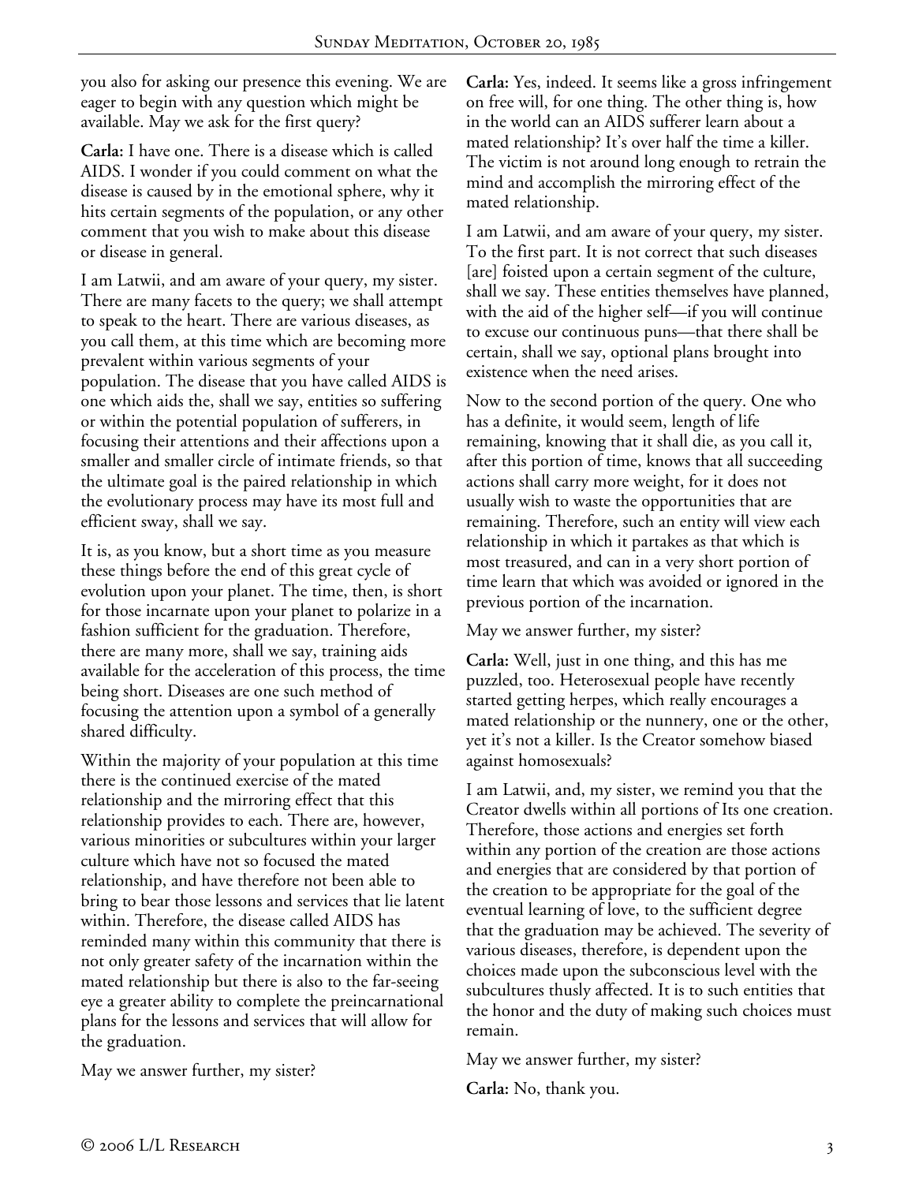you also for asking our presence this evening. We are eager to begin with any question which might be available. May we ask for the first query?

**Carla:** I have one. There is a disease which is called AIDS. I wonder if you could comment on what the disease is caused by in the emotional sphere, why it hits certain segments of the population, or any other comment that you wish to make about this disease or disease in general.

I am Latwii, and am aware of your query, my sister. There are many facets to the query; we shall attempt to speak to the heart. There are various diseases, as you call them, at this time which are becoming more prevalent within various segments of your population. The disease that you have called AIDS is one which aids the, shall we say, entities so suffering or within the potential population of sufferers, in focusing their attentions and their affections upon a smaller and smaller circle of intimate friends, so that the ultimate goal is the paired relationship in which the evolutionary process may have its most full and efficient sway, shall we say.

It is, as you know, but a short time as you measure these things before the end of this great cycle of evolution upon your planet. The time, then, is short for those incarnate upon your planet to polarize in a fashion sufficient for the graduation. Therefore, there are many more, shall we say, training aids available for the acceleration of this process, the time being short. Diseases are one such method of focusing the attention upon a symbol of a generally shared difficulty.

Within the majority of your population at this time there is the continued exercise of the mated relationship and the mirroring effect that this relationship provides to each. There are, however, various minorities or subcultures within your larger culture which have not so focused the mated relationship, and have therefore not been able to bring to bear those lessons and services that lie latent within. Therefore, the disease called AIDS has reminded many within this community that there is not only greater safety of the incarnation within the mated relationship but there is also to the far-seeing eye a greater ability to complete the preincarnational plans for the lessons and services that will allow for the graduation.

May we answer further, my sister?

**Carla:** Yes, indeed. It seems like a gross infringement on free will, for one thing. The other thing is, how in the world can an AIDS sufferer learn about a mated relationship? It's over half the time a killer. The victim is not around long enough to retrain the mind and accomplish the mirroring effect of the mated relationship.

I am Latwii, and am aware of your query, my sister. To the first part. It is not correct that such diseases [are] foisted upon a certain segment of the culture, shall we say. These entities themselves have planned, with the aid of the higher self—if you will continue to excuse our continuous puns—that there shall be certain, shall we say, optional plans brought into existence when the need arises.

Now to the second portion of the query. One who has a definite, it would seem, length of life remaining, knowing that it shall die, as you call it, after this portion of time, knows that all succeeding actions shall carry more weight, for it does not usually wish to waste the opportunities that are remaining. Therefore, such an entity will view each relationship in which it partakes as that which is most treasured, and can in a very short portion of time learn that which was avoided or ignored in the previous portion of the incarnation.

May we answer further, my sister?

**Carla:** Well, just in one thing, and this has me puzzled, too. Heterosexual people have recently started getting herpes, which really encourages a mated relationship or the nunnery, one or the other, yet it's not a killer. Is the Creator somehow biased against homosexuals?

I am Latwii, and, my sister, we remind you that the Creator dwells within all portions of Its one creation. Therefore, those actions and energies set forth within any portion of the creation are those actions and energies that are considered by that portion of the creation to be appropriate for the goal of the eventual learning of love, to the sufficient degree that the graduation may be achieved. The severity of various diseases, therefore, is dependent upon the choices made upon the subconscious level with the subcultures thusly affected. It is to such entities that the honor and the duty of making such choices must remain.

May we answer further, my sister?

**Carla:** No, thank you.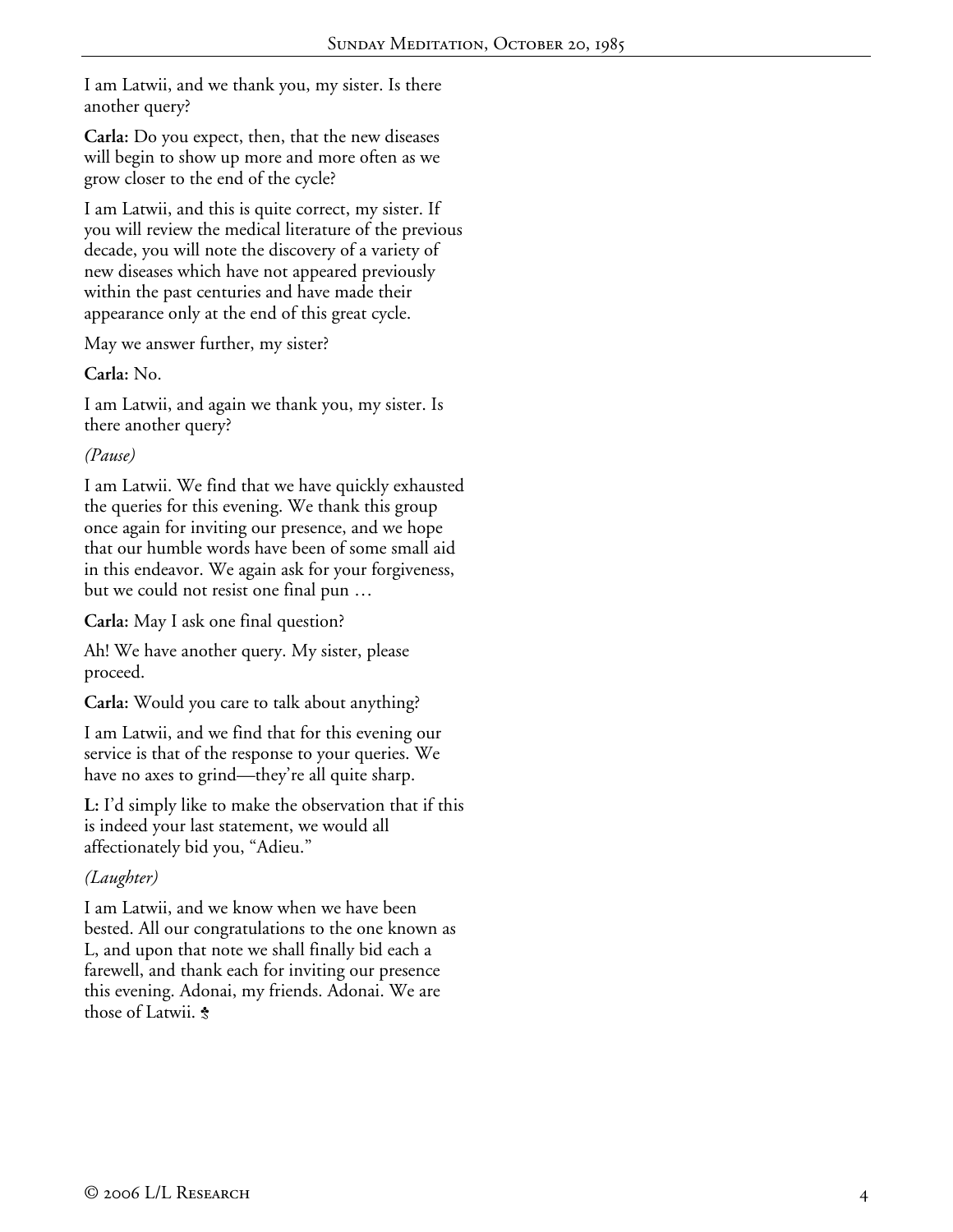I am Latwii, and we thank you, my sister. Is there another query?

**Carla:** Do you expect, then, that the new diseases will begin to show up more and more often as we grow closer to the end of the cycle?

I am Latwii, and this is quite correct, my sister. If you will review the medical literature of the previous decade, you will note the discovery of a variety of new diseases which have not appeared previously within the past centuries and have made their appearance only at the end of this great cycle.

May we answer further, my sister?

**Carla:** No.

I am Latwii, and again we thank you, my sister. Is there another query?

*(Pause)*

I am Latwii. We find that we have quickly exhausted the queries for this evening. We thank this group once again for inviting our presence, and we hope that our humble words have been of some small aid in this endeavor. We again ask for your forgiveness, but we could not resist one final pun …

**Carla:** May I ask one final question?

Ah! We have another query. My sister, please proceed.

**Carla:** Would you care to talk about anything?

I am Latwii, and we find that for this evening our service is that of the response to your queries. We have no axes to grind—they're all quite sharp.

**L:** I'd simply like to make the observation that if this is indeed your last statement, we would all affectionately bid you, "Adieu."

*(Laughter)*

I am Latwii, and we know when we have been bested. All our congratulations to the one known as L, and upon that note we shall finally bid each a farewell, and thank each for inviting our presence this evening. Adonai, my friends. Adonai. We are those of Latwii.